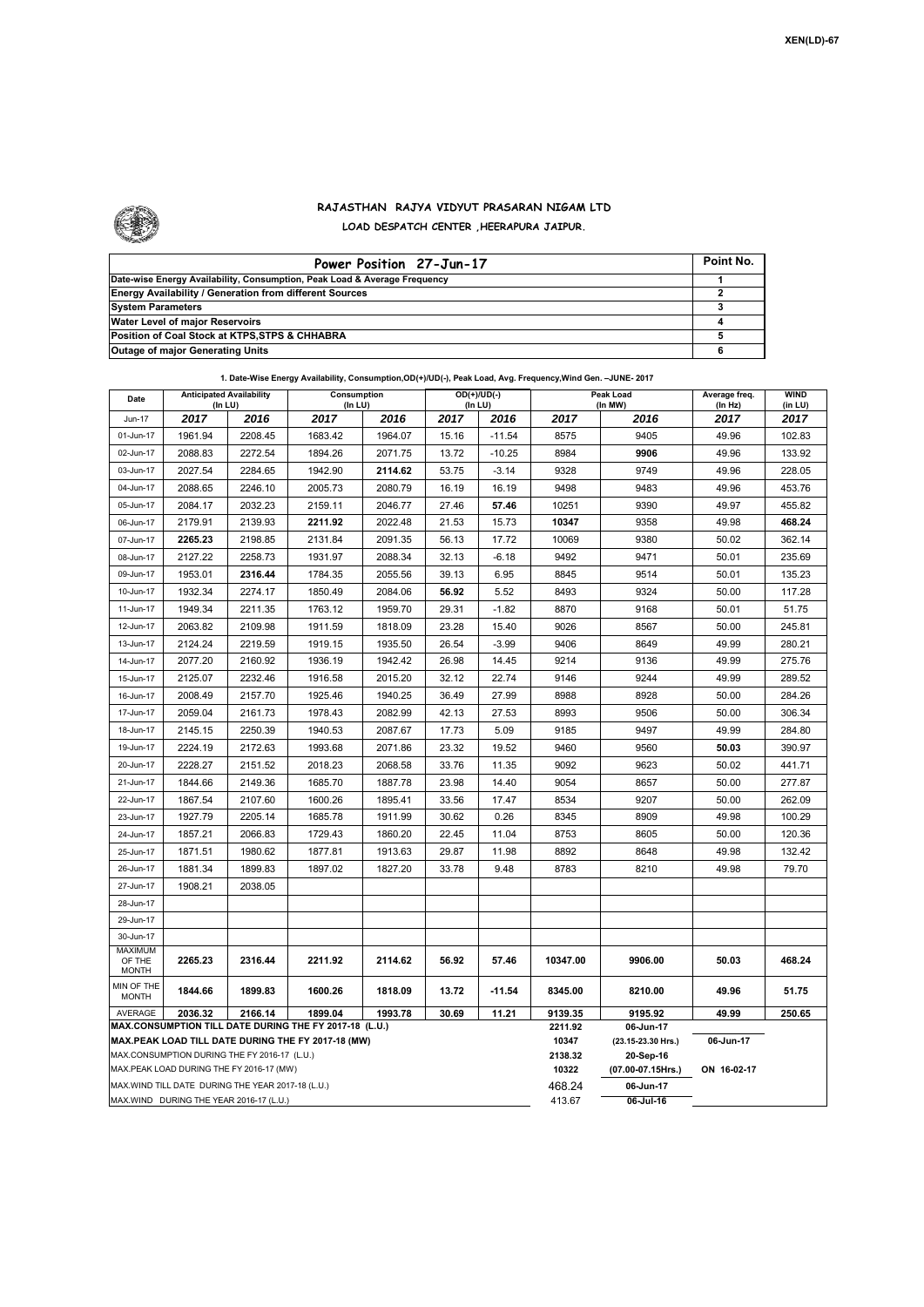XEN(LD)-67

# RAJASTHAN RAJYA VIDYUT PRASARAN NIGAM LTD

## LOAD DESPATCH CENTER ,HEERAPURA JAIPUR.

| Power Position 27-Jun-17 | Point No. |
|---|---|
| Date-wise Energy Availability, Consumption, Peak Load & Average Frequency | 1 |
| Energy Availability / Generation from different Sources | 2 |
| System Parameters | 3 |
| Water Level of major Reservoirs | 4 |
| Position of Coal Stock at KTPS,STPS & CHHABRA | 5 |
| Outage of major Generating Units | 6 |

**1. Date-Wise Energy Availability, Consumption,OD(+)/UD(-), Peak Load, Avg. Frequency,Wind Gen. –JUNE- 2017**

| Date | Anticipated Availability (In LU) | | Consumption (In LU) | | OD(+)/UD(-) (In LU) | | Peak Load (In MW) | | Average freq. (In Hz) | WIND (in LU) |
|---|---|---|---|---|---|---|---|---|---|---|
| Jun-17 | 2017 | 2016 | 2017 | 2016 | 2017 | 2016 | 2017 | 2016 | 2017 | 2017 |
| 01-Jun-17 | 1961.94 | 2208.45 | 1683.42 | 1964.07 | 15.16 | -11.54 | 8575 | 9405 | 49.96 | 102.83 |
| 02-Jun-17 | 2088.83 | 2272.54 | 1894.26 | 2071.75 | 13.72 | -10.25 | 8984 | **9906** | 49.96 | 133.92 |
| 03-Jun-17 | 2027.54 | 2284.65 | 1942.90 | **2114.62** | 53.75 | -3.14 | 9328 | 9749 | 49.96 | 228.05 |
| 04-Jun-17 | 2088.65 | 2246.10 | 2005.73 | 2080.79 | 16.19 | 16.19 | 9498 | 9483 | 49.96 | 453.76 |
| 05-Jun-17 | 2084.17 | 2032.23 | 2159.11 | 2046.77 | 27.46 | **57.46** | 10251 | 9390 | 49.97 | 455.82 |
| 06-Jun-17 | 2179.91 | 2139.93 | **2211.92** | 2022.48 | 21.53 | 15.73 | **10347** | 9358 | 49.98 | **468.24** |
| 07-Jun-17 | **2265.23** | 2198.85 | 2131.84 | 2091.35 | 56.13 | 17.72 | 10069 | 9380 | 50.02 | 362.14 |
| 08-Jun-17 | 2127.22 | 2258.73 | 1931.97 | 2088.34 | 32.13 | -6.18 | 9492 | 9471 | 50.01 | 235.69 |
| 09-Jun-17 | 1953.01 | **2316.44** | 1784.35 | 2055.56 | 39.13 | 6.95 | 8845 | 9514 | 50.01 | 135.23 |
| 10-Jun-17 | 1932.34 | 2274.17 | 1850.49 | 2084.06 | **56.92** | 5.52 | 8493 | 9324 | 50.00 | 117.28 |
| 11-Jun-17 | 1949.34 | 2211.35 | 1763.12 | 1959.70 | 29.31 | -1.82 | 8870 | 9168 | 50.01 | 51.75 |
| 12-Jun-17 | 2063.82 | 2109.98 | 1911.59 | 1818.09 | 23.28 | 15.40 | 9026 | 8567 | 50.00 | 245.81 |
| 13-Jun-17 | 2124.24 | 2219.59 | 1919.15 | 1935.50 | 26.54 | -3.99 | 9406 | 8649 | 49.99 | 280.21 |
| 14-Jun-17 | 2077.20 | 2160.92 | 1936.19 | 1942.42 | 26.98 | 14.45 | 9214 | 9136 | 49.99 | 275.76 |
| 15-Jun-17 | 2125.07 | 2232.46 | 1916.58 | 2015.20 | 32.12 | 22.74 | 9146 | 9244 | 49.99 | 289.52 |
| 16-Jun-17 | 2008.49 | 2157.70 | 1925.46 | 1940.25 | 36.49 | 27.99 | 8988 | 8928 | 50.00 | 284.26 |
| 17-Jun-17 | 2059.04 | 2161.73 | 1978.43 | 2082.99 | 42.13 | 27.53 | 8993 | 9506 | 50.00 | 306.34 |
| 18-Jun-17 | 2145.15 | 2250.39 | 1940.53 | 2087.67 | 17.73 | 5.09 | 9185 | 9497 | 49.99 | 284.80 |
| 19-Jun-17 | 2224.19 | 2172.63 | 1993.68 | 2071.86 | 23.32 | 19.52 | 9460 | 9560 | **50.03** | 390.97 |
| 20-Jun-17 | 2228.27 | 2151.52 | 2018.23 | 2068.58 | 33.76 | 11.35 | 9092 | 9623 | 50.02 | 441.71 |
| 21-Jun-17 | 1844.66 | 2149.36 | 1685.70 | 1887.78 | 23.98 | 14.40 | 9054 | 8657 | 50.00 | 277.87 |
| 22-Jun-17 | 1867.54 | 2107.60 | 1600.26 | 1895.41 | 33.56 | 17.47 | 8534 | 9207 | 50.00 | 262.09 |
| 23-Jun-17 | 1927.79 | 2205.14 | 1685.78 | 1911.99 | 30.62 | 0.26 | 8345 | 8909 | 49.98 | 100.29 |
| 24-Jun-17 | 1857.21 | 2066.83 | 1729.43 | 1860.20 | 22.45 | 11.04 | 8753 | 8605 | 50.00 | 120.36 |
| 25-Jun-17 | 1871.51 | 1980.62 | 1877.81 | 1913.63 | 29.87 | 11.98 | 8892 | 8648 | 49.98 | 132.42 |
| 26-Jun-17 | 1881.34 | 1899.83 | 1897.02 | 1827.20 | 33.78 | 9.48 | 8783 | 8210 | 49.98 | 79.70 |
| 27-Jun-17 | 1908.21 | 2038.05 | | | | | | | | |
| 28-Jun-17 | | | | | | | | | | |
| 29-Jun-17 | | | | | | | | | | |
| 30-Jun-17 | | | | | | | | | | |
| MAXIMUM OF THE MONTH | 2265.23 | 2316.44 | 2211.92 | 2114.62 | 56.92 | 57.46 | 10347.00 | 9906.00 | 50.03 | 468.24 |
| MIN OF THE MONTH | 1844.66 | 1899.83 | 1600.26 | 1818.09 | 13.72 | -11.54 | 8345.00 | 8210.00 | 49.96 | 51.75 |
| AVERAGE | 2036.32 | 2166.14 | 1899.04 | 1993.78 | 30.69 | 11.21 | 9139.35 | 9195.92 | 49.99 | 250.65 |
| MAX.CONSUMPTION TILL DATE DURING THE FY 2017-18 (L.U.) | | | | | | | 2211.92 | 06-Jun-17 | | |
| MAX.PEAK LOAD TILL DATE DURING THE FY 2017-18 (MW) | | | | | | | 10347 | (23.15-23.30 Hrs.) | 06-Jun-17 | |
| MAX.CONSUMPTION DURING THE FY 2016-17 (L.U.) | | | | | | | 2138.32 | 20-Sep-16 | | |
| MAX.PEAK LOAD DURING THE FY 2016-17 (MW) | | | | | | | 10322 | (07.00-07.15Hrs.) | ON 16-02-17 | |
| MAX.WIND TILL DATE DURING THE YEAR 2017-18 (L.U.) | | | | | | | 468.24 | 06-Jun-17 | | |
| MAX.WIND DURING THE YEAR 2016-17 (L.U.) | | | | | | | 413.67 | 06-Jul-16 | | |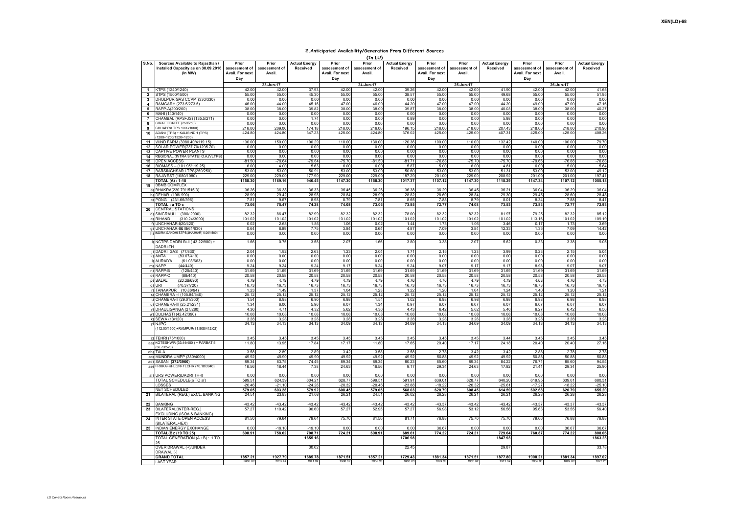## 2.Anticipated Availability/Generation From Different Sources

(In LU)

| S.No. | Sources Available to Rajasthan / Installed Capacity as on 30.09.2016 (In MW) | Prior assessment of Avail. For next Day | Prior assessment of Avail. | Actual Energy Received | Prior assessment of Avail. For next Day | Prior assessment of Avail. | Actual Energy Received | Prior assessment of Avail. For next Day | Prior assessment of Avail. | Actual Energy Received | Prior assessment of Avail. For next Day | Prior assessment of Avail. | Actual Energy Received |
|---|---|---|---|---|---|---|---|---|---|---|---|---|---|
| | | 23-Jun-17 | | | 24-Jun-17 | | | 25-Jun-17 | | | 26-Jun-17 | | |
| 1 | KTPS (1240/1240) | 42.00 | 42.00 | 37.93 | 42.00 | 42.00 | 39.26 | 42.00 | 42.00 | 41.90 | 42.00 | 42.00 | 41.65 |
| 2 | STPS (1500/1500) | 55.00 | 55.00 | 45.30 | 55.00 | 55.00 | 38.57 | 55.00 | 55.00 | 49.68 | 55.00 | 55.00 | 51.95 |
| 3 | DHOLPUR GAS CCPP (330/330) | 0.00 | 0.00 | 0.00 | 0.00 | 0.00 | 0.00 | 0.00 | 0.00 | 0.00 | 0.00 | 0.00 | 0.00 |
| 4 | RAMGARH (273.5/273.5) | 46.00 | 44.00 | 45.16 | 47.00 | 46.00 | 44.20 | 47.00 | 47.00 | 44.20 | 49.00 | 47.00 | 47.18 |
| 5 | RAPP-A(200/200) | 38.00 | 38.00 | 39.82 | 38.00 | 38.00 | 39.87 | 38.00 | 38.00 | 40.03 | 38.00 | 38.00 | 40.27 |
| 6 | MAHI (140/140) | 0.00 | 0.00 | 0.00 | 0.00 | 0.00 | 0.00 | 0.00 | 0.00 | 0.00 | 0.00 | 0.00 | 0.00 |
| 7 | CHAMBAL (RPS+JS) (135.5/271) | 0.00 | 0.00 | 1.74 | 0.00 | 0.00 | 0.89 | 0.00 | 0.00 | 5.98 | 0.00 | 0.00 | 0.00 |
| 8 | GIRAL LIGNITE (250/250) | 0.00 | 0.00 | 0.00 | 0.00 | 0.00 | 0.00 | 0.00 | 0.00 | 0.00 | 0.00 | 0.00 | 0.00 |
| 9 | CHHABRA TPS 1000/1000) | 216.00 | 209.00 | 174.18 | 218.00 | 216.00 | 196.15 | 218.00 | 218.00 | 207.43 | 218.00 | 218.00 | 210.90 |
| 10 | ADANI (TPS) + KALISINDH (TPS) (1200+1200/1320+1200) | 424.80 | 424.80 | 347.23 | 425.00 | 424.80 | 376.02 | 425.00 | 425.00 | 407.31 | 425.00 | 425.00 | 408.26 |
| 11 | WIND FARM (3980.40/4119.15) | 130.00 | 150.00 | 100.29 | 110.00 | 130.00 | 120.36 | 100.00 | 110.00 | 132.42 | 140.00 | 100.00 | 79.70 |
| 12 | SOLAR POWER(737.70/1295.70) | 0.00 | 0.00 | 0.00 | 0.00 | 0.00 | 0.00 | 0.00 | 0.00 | 0.00 | 0.00 | 0.00 | 0.00 |
| 13 | CAPTIVE POWER PLANTS | 0.00 | 0.00 | 0.00 | 0.00 | 0.00 | 0.00 | 0.00 | 0.00 | 0.00 | 0.00 | 0.00 | 0.00 |
| 14 | REGIONAL (INTRA STATE) O.A.(VLTPS) | 0.00 | 0.00 | 0.00 | 0.00 | 0.00 | 0.00 | 0.00 | 0.00 | 0.00 | 0.00 | 0.00 | 0.00 |
| 15 | OPEN ACCESS | -81.50 | -79.64 | -79.64 | -75.70 | -81.50 | -81.71 | -76.88 | -75.70 | -75.70 | -79.66 | -76.88 | -76.88 |
| 16 | BIOMASS – (101.95/119.25) | 6.00 | 4.00 | 5.63 | 6.00 | 6.00 | 5.87 | 5.00 | 6.00 | 4.81 | 6.00 | 5.00 | 5.64 |
| 17 | BARSINGHSAR LTPS(250/250) | 53.00 | 53.00 | 50.91 | 53.00 | 53.00 | 50.80 | 53.00 | 53.00 | 51.31 | 53.00 | 53.00 | 49.12 |
| 18 | RAJWEST (1080/1080) | 229.00 | 229.00 | 177.90 | 229.00 | 229.00 | 187.29 | 201.00 | 229.00 | 208.92 | 201.00 | 201.00 | 197.41 |
| | **TOTAL (A) : 1-18** | **1158.30** | **1169.16** | **946.45** | **1147.30** | **1158.30** | **1017.37** | **1107.12** | **1147.30** | **1118.29** | **1147.34** | **1107.12** | **1055.18** |
| 19 | BBMB COMPLEX | | | | | | | | | | | | |
| | a) BHAKRA(230.79/1516.3) | 36.26 | 36.38 | 36.33 | 36.45 | 36.26 | 36.38 | 36.29 | 36.45 | 36.21 | 36.04 | 36.29 | 36.04 |
| | b) DEHAR (198/ 990) | 28.99 | 29.42 | 28.98 | 28.84 | 28.99 | 28.82 | 28.60 | 28.84 | 29.30 | 29.45 | 28.60 | 28.48 |
| | c) PONG (231.66/396) | 7.81 | 9.67 | 8.98 | 8.79 | 7.81 | 8.65 | 7.88 | 8.79 | 8.01 | 8.34 | 7.88 | 8.41 |
| | **TOTAL : a TO c** | **73.06** | **75.47** | **74.28** | **74.08** | **73.06** | **73.85** | **72.77** | **74.08** | **73.53** | **73.83** | **72.77** | **72.93** |
| 20 | CENTRAL STATIONS | | | | | | | | | | | | |
| | d) SINGRAULI (300/ 2000) | 82.32 | 86.47 | 82.99 | 82.32 | 82.32 | 78.00 | 82.32 | 82.32 | 81.97 | 79.25 | 82.32 | 85.12 |
| | e) RIHAND (310.24/3000) | 101.02 | 101.02 | 101.02 | 101.02 | 101.02 | 101.02 | 101.02 | 101.02 | 101.02 | 113.16 | 101.02 | 109.19 |
| | f) UNCHAHAR-I(20/420) | 0.02 | 2.68 | 1.86 | 1.06 | 0.02 | 1.44 | 1.73 | 1.06 | 3.46 | 0.17 | 1.73 | 3.69 |
| | g) UNCHAHAR-II& III(61/630) | 0.64 | 8.89 | 7.75 | 3.84 | 0.64 | 4.87 | 7.09 | 3.84 | 12.33 | 1.35 | 7.09 | 14.42 |
| | h) INDIRA GANDHI STPS(JHAJHAR) 0.00/1500) | 0.00 | 0.00 | 0.00 | 0.00 | 0.00 | 0.00 | 0.00 | 0.00 | 0.00 | 0.00 | 0.00 | 0.00 |
| | i) NCTPS DADRI St-II ( 43.22/980) + DADRI-TH | 1.66 | 0.75 | 3.58 | 2.07 | 1.66 | 3.80 | 3.38 | 2.07 | 5.62 | 0.33 | 3.38 | 9.05 |
| | j) DADRI GAS (77/830) | 2.04 | 1.92 | 2.63 | 1.23 | 2.04 | 1.71 | 2.15 | 1.23 | 3.99 | 0.23 | 2.15 | 5.04 |
| | k) ANTA (83.07/419) | 0.00 | 0.00 | 0.00 | 0.00 | 0.00 | 0.00 | 0.00 | 0.00 | 0.00 | 0.00 | 0.00 | 0.00 |
| | l) AURAIYA (61.03/663) | 0.00 | 0.00 | 0.00 | 0.00 | 0.00 | 0.00 | 0.00 | 0.00 | 0.00 | 0.00 | 0.00 | 0.00 |
| | m) NAPP (44/440) | 9.24 | 9.24 | 9.24 | 9.17 | 9.24 | 9.24 | 9.07 | 9.17 | 9.17 | 8.98 | 9.07 | 9.07 |
| | n) RAPP-B (125/440) | 31.69 | 31.69 | 31.69 | 31.69 | 31.69 | 31.69 | 31.69 | 31.69 | 31.69 | 31.69 | 31.69 | 31.69 |
| | o) RAPP-C (88/440) | 20.58 | 20.58 | 20.58 | 20.58 | 20.58 | 20.58 | 20.58 | 20.58 | 20.58 | 20.58 | 20.58 | 20.58 |
| | p) SALAL (20.36/690) | 4.79 | 4.79 | 4.79 | 4.79 | 4.79 | 4.76 | 4.76 | 4.79 | 4.79 | 4.63 | 4.76 | 4.73 |
| | q) URI (70.37/720) | 16.73 | 16.73 | 16.73 | 16.73 | 16.73 | 16.73 | 16.73 | 16.73 | 16.73 | 16.73 | 16.73 | 16.73 |
| | r) TANAKPUR (10.86/94) | 1.23 | 1.49 | 1.37 | 1.04 | 1.23 | 1.22 | 1.20 | 1.04 | 1.24 | 1.40 | 1.20 | 1.21 |
| | s) CHAMERA –I (105.84/540) | 25.12 | 25.12 | 25.12 | 25.12 | 25.12 | 25.12 | 25.12 | 25.12 | 25.12 | 25.12 | 25.12 | 25.12 |
| | t) CHAMERA-II (29.01/300) | 1.54 | 6.98 | 6.90 | 6.98 | 1.54 | 1.02 | 6.98 | 6.98 | 6.98 | 6.98 | 6.98 | 6.98 |
| | u) CHAMERA-III (25.21/231) | 1.34 | 6.00 | 5.96 | 6.07 | 1.34 | 0.97 | 6.07 | 6.07 | 6.07 | 6.07 | 6.07 | 6.07 |
| | v) DHAULIGANGA (27/280) | 4.36 | 4.71 | 4.32 | 5.62 | 4.36 | 4.43 | 6.42 | 5.62 | 5.46 | 6.27 | 6.42 | 6.50 |
| | w) DULHASTI (42.42/390) | 10.08 | 10.08 | 10.08 | 10.08 | 10.08 | 10.08 | 10.08 | 10.08 | 10.08 | 10.08 | 10.08 | 10.08 |
| | x) SEWA (13/120) | 3.28 | 3.28 | 3.28 | 3.28 | 3.28 | 3.28 | 3.28 | 3.28 | 3.28 | 3.28 | 3.28 | 3.28 |
| | y) NJPC (112.00/1500)+RAMPUR(31.808/412.02) | 34.13 | 34.13 | 34.13 | 34.09 | 34.13 | 34.09 | 34.13 | 34.09 | 34.09 | 34.13 | 34.13 | 34.13 |
| | z) TEHRI (75/1000) | 3.45 | 3.45 | 3.45 | 3.45 | 3.45 | 3.45 | 3.45 | 3.45 | 3.44 | 3.45 | 3.45 | 3.45 |
| | aa) KOTESHWR (33.44/400 ) + PARBATI3 (56.73/520) | 11.80 | 13.95 | 17.84 | 17.17 | 11.80 | 17.65 | 20.40 | 17.17 | 24.18 | 20.40 | 20.40 | 27.16 |
| | ab) TALA | 3.58 | 2.89 | 2.89 | 3.42 | 3.58 | 3.58 | 2.78 | 3.42 | 3.42 | 2.88 | 2.78 | 2.78 |
| | ac) MUNDRA UMPP (380/4000) | 49.92 | 49.90 | 49.90 | 49.92 | 49.92 | 49.92 | 50.88 | 49.92 | 49.92 | 50.88 | 50.88 | 50.88 |
| | ad) SASAN (372/3960) | 89.34 | 83.75 | 74.45 | 89.34 | 89.34 | 80.23 | 85.60 | 89.34 | 84.22 | 76.71 | 85.60 | 94.54 |
| | ae) FRKKA+KHLGN+TLCHR (70.18/3940) | 16.56 | 18.44 | 7.38 | 24.63 | 16.56 | 9.17 | 29.34 | 24.63 | 17.82 | 21.41 | 29.34 | 25.90 |
| | af) URS POWER(DADRI TH-I) | 0.00 | 0.00 | 0.00 | 0.00 | 0.00 | 0.00 | 0.00 | 0.00 | 0.00 | 0.00 | 0.00 | 0.00 |
| | TOTAL SCHEDULE(a TO af) | 599.51 | 624.39 | 604.21 | 628.77 | 599.51 | 591.91 | 639.01 | 628.77 | 640.20 | 619.95 | 639.01 | 680.31 |
| | LOSSES | -20.46 | -21.10 | -24.28 | -20.32 | -20.46 | -23.88 | -18.22 | -20.32 | -25.61 | -17.27 | -18.22 | -25.10 |
| | NET SCHEDULED | 579.05 | 603.28 | 579.92 | 608.45 | 579.05 | 568.03 | 620.79 | 608.45 | 614.59 | 602.68 | 620.79 | 655.20 |
| 21 | BILATERAL (REG.) EXCL. BANKING | 24.51 | 23.83 | 21.08 | 26.21 | 24.51 | 26.02 | 26.28 | 26.21 | 26.21 | 26.28 | 26.28 | 26.28 |
| 22 | BANKING | -43.42 | -43.42 | -43.42 | -43.42 | -43.42 | -43.42 | -43.37 | -43.42 | -43.42 | -43.37 | -43.37 | -43.37 |
| 23 | BILATERAL(INTER-REG.). EXCLUDING (ISOA & BANKING) | 57.27 | 110.42 | 90.60 | 57.27 | 52.95 | 57.27 | 56.98 | 53.12 | 56.56 | 95.63 | 53.55 | 56.40 |
| 24 | INTER STATE OPEN ACCESS (BILATERAL+IEX) | 81.50 | 79.64 | 79.64 | 75.70 | 81.50 | 81.71 | 76.88 | 75.70 | 75.70 | 79.66 | 76.88 | 76.88 |
| 25 | INDIAN ENERGY EXCHANGE | 0.00 | -19.10 | -19.10 | 0.00 | 0.00 | 0.00 | 36.67 | 0.00 | 0.00 | 0.00 | 36.67 | 36.67 |
| | **TOTAL(B): (19 TO 25)** | **698.91** | **758.62** | **708.71** | **724.21** | **698.91** | **689.61** | **774.22** | **724.21** | **729.64** | **760.87** | **774.22** | **808.06** |
| | TOTAL GENERATION (A +B) : 1 TO 25 | | | **1655.16** | | | **1706.98** | | | **1847.93** | | | **1863.23** |
| | OVER DRAWAL (+)/UNDER DRAWAL (-) | | | 30.62 | | | 22.45 | | | 29.87 | | | 33.78 |
| | **GRAND TOTAL** | **1857.21** | **1927.79** | **1685.78** | **1871.51** | **1857.21** | **1729.43** | **1881.34** | **1871.51** | **1877.80** | **1908.21** | **1881.34** | **1897.02** |
| | LAST YEAR | *2066.83* | *2205.14* | *1911.99* | *1980.62* | *2066.83* | *1860.20* | *1899.83* | *1980.62* | *1913.64* | *2038.05* | *1899.83* | *1827.20* |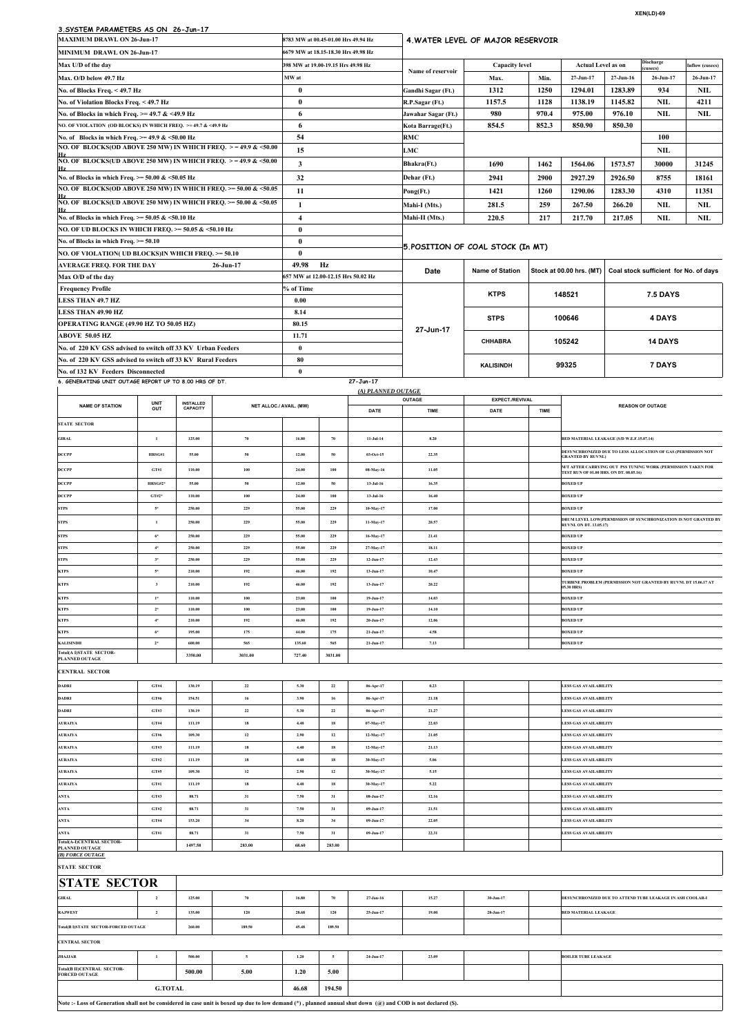XEN(LD)-69

## 3.SYSTEM PARAMETERS AS ON 26-Jun-17

| | | |
|---|---|---|
| MAXIMUM DRAWL ON 26-Jun-17 | | 8783 MW at 00.45-01.00 Hrs 49.94 Hz |
| MINIMUM DRAWL ON 26-Jun-17 | | 6679 MW at 18.15-18.30 Hrs 49.98 Hz |
| Max U/D of the day | | 398 MW at 19.00-19.15 Hrs 49.98 Hz |
| Max. O/D below 49.7 Hz | | MW at |
| No. of Blocks Freq. < 49.7 Hz | | 0 |
| No. of Violation Blocks Freq. < 49.7 Hz | | 0 |
| No. of Blocks in which Freq. >= 49.7 & <49.9 Hz | | 6 |
| NO. OF VIOLATION (OD BLOCKS) IN WHICH FREQ. >= 49.7 & <49.9 Hz | | 6 |
| No. of Blocks in which Freq. >= 49.9 & <50.00 Hz | | 54 |
| NO. OF BLOCKS(OD ABOVE 250 MW) IN WHICH FREQ. > = 49.9 & <50.00 Hz | | 15 |
| NO. OF BLOCKS(UD ABOVE 250 MW) IN WHICH FREQ. > = 49.9 & <50.00 Hz | | 3 |
| No. of Blocks in which Freq. >= 50.00 & <50.05 Hz | | 32 |
| NO. OF BLOCKS(OD ABOVE 250 MW) IN WHICH FREQ. >= 50.00 & <50.05 Hz | | 11 |
| NO. OF BLOCKS(UD ABOVE 250 MW) IN WHICH FREQ. >= 50.00 & <50.05 Hz | | 1 |
| No. of Blocks in which Freq. >= 50.05 & <50.10 Hz | | 4 |
| NO. OF UD BLOCKS IN WHICH FREQ. >= 50.05 & <50.10 Hz | | 0 |
| No. of Blocks in which Freq. >= 50.10 | | 0 |
| NO. OF VIOLATION( UD BLOCKS)IN WHICH FREQ. >= 50.10 | | 0 |
| AVERAGE FREQ. FOR THE DAY | 26-Jun-17 | 49.98 Hz |
| Max O/D of the day | | 657 MW at 12.00-12.15 Hrs 50.02 Hz |
| Frequency Profile | | % of Time |
| LESS THAN 49.7 HZ | | 0.00 |
| LESS THAN 49.90 HZ | | 8.14 |
| OPERATING RANGE (49.90 HZ TO 50.05 HZ) | | 80.15 |
| ABOVE 50.05 HZ | | 11.71 |
| No. of 220 KV GSS advised to switch off 33 KV Urban Feeders | | 0 |
| No. of 220 KV GSS advised to switch off 33 KV Rural Feeders | | 80 |
| No. of 132 KV Feeders Disconnected | | 0 |

## 4.WATER LEVEL OF MAJOR RESERVOIR

| Name of reservoir | Capacity level | | Actual Level as on | | Discharge (cusecs) | Inflow (cusecs) |
|---|---|---|---|---|---|---|
| | Max. | Min. | 27-Jun-17 | 27-Jun-16 | 26-Jun-17 | 26-Jun-17 |
| Gandhi Sagar (Ft.) | 1312 | 1250 | 1294.01 | 1283.89 | 934 | NIL |
| R.P.Sagar (Ft.) | 1157.5 | 1128 | 1138.19 | 1145.82 | NIL | 4211 |
| Jawahar Sagar (Ft.) | 980 | 970.4 | 975.00 | 976.10 | NIL | NIL |
| Kota Barrage(Ft.) | 854.5 | 852.3 | 850.90 | 850.30 | | |
| RMC | | | | | 100 | |
| LMC | | | | | NIL | |
| Bhakra(Ft.) | 1690 | 1462 | 1564.06 | 1573.57 | 30000 | 31245 |
| Dehar (Ft.) | 2941 | 2900 | 2927.29 | 2926.50 | 8755 | 18161 |
| Pong(Ft.) | 1421 | 1260 | 1290.06 | 1283.30 | 4310 | 11351 |
| Mahi-I (Mts.) | 281.5 | 259 | 267.50 | 266.20 | NIL | NIL |
| Mahi-II (Mts.) | 220.5 | 217 | 217.70 | 217.05 | NIL | NIL |

## 5.POSITION OF COAL STOCK (In MT)

| Date | Name of Station | Stock at 00.00 hrs. (MT) | Coal stock sufficient for No. of days |
|---|---|---|---|
| 27-Jun-17 | KTPS | 148521 | 7.5 DAYS |
| | STPS | 100646 | 4 DAYS |
| | CHHABRA | 105242 | 14 DAYS |
| | KALISINDH | 99325 | 7 DAYS |

## 6. GENERATING UNIT OUTAGE REPORT UP TO 8.00 HRS OF DT. 27-Jun-17

### (A) PLANNED OUTAGE

| NAME OF STATION | UNIT OUT | INSTALLED CAPACITY | NET ALLOC./ AVAIL. (MW) | | | OUTAGE DATE | OUTAGE TIME | EXPECT./REVIVAL DATE | EXPECT./REVIVAL TIME | REASON OF OUTAGE |
|---|---|---|---|---|---|---|---|---|---|---|
| **STATE SECTOR** | | | | | | | | | | |
| GIRAL | 1 | 125.00 | 70 | 16.80 | 70 | 11-Jul-14 | 8.20 | | | BED MATERIAL LEAKAGE (S/D W.E.F.15.07.14) |
| DCCPP | HRSG#1 | 55.00 | 50 | 12.00 | 50 | 03-Oct-15 | 22.35 | | | DESYNCHRONIZED DUE TO LESS ALLOCATION OF GAS (PERMISSION NOT GRANTED BY RUVNL) |
| DCCPP | GT#1 | 110.00 | 100 | 24.00 | 100 | 08-May-16 | 11.05 | | | S/T AFTER CARRYING OUT PSS TUNING WORK (PERMISSION TAKEN FOR TEST RUN OF 01.00 HRS. ON DT. 08.05.16) |
| DCCPP | HRSG#2* | 55.00 | 50 | 12.00 | 50 | 13-Jul-16 | 16.35 | | | BOXED UP |
| DCCPP | GT#2* | 110.00 | 100 | 24.00 | 100 | 13-Jul-16 | 16.40 | | | BOXED UP |
| STPS | 5* | 250.00 | 229 | 55.00 | 229 | 10-May-17 | 17.00 | | | BOXED UP |
| STPS | 1 | 250.00 | 229 | 55.00 | 229 | 11-May-17 | 20.57 | | | DRUM LEVEL LOW(PERMISSION OF SYNCHRONIZATION IS NOT GRANTED BY RUVNL ON DT. 13.05.17) |
| STPS | 6* | 250.00 | 229 | 55.00 | 229 | 16-May-17 | 21.41 | | | BOXED UP |
| STPS | 4* | 250.00 | 229 | 55.00 | 229 | 27-May-17 | 18.11 | | | BOXED UP |
| STPS | 3* | 250.00 | 229 | 55.00 | 229 | 12-Jun-17 | 12.43 | | | BOXED UP |
| KTPS | 5* | 210.00 | 192 | 46.00 | 192 | 13-Jun-17 | 10.47 | | | BOXED UP |
| KTPS | 3 | 210.00 | 192 | 46.00 | 192 | 13-Jun-17 | 20.22 | | | TURBINE PROBLEM (PERMISSION NOT GRANTED BY RUVNL DT 15.06.17 AT 05.30 HRS) |
| KTPS | 1* | 110.00 | 100 | 23.00 | 100 | 19-Jun-17 | 14.03 | | | BOXED UP |
| KTPS | 2* | 110.00 | 100 | 23.00 | 100 | 19-Jun-17 | 14.10 | | | BOXED UP |
| KTPS | 4* | 210.00 | 192 | 46.00 | 192 | 20-Jun-17 | 12.06 | | | BOXED UP |
| KTPS | 6* | 195.00 | 175 | 44.00 | 175 | 21-Jun-17 | 4.58 | | | BOXED UP |
| KALISINDH | 2* | 600.00 | 565 | 135.60 | 565 | 21-Jun-17 | 7.13 | | | BOXED UP |
| Total(A I)STATE SECTOR-PLANNED OUTAGE | | 3350.00 | 3031.00 | 727.40 | 3031.00 | | | | | |
| **CENTRAL SECTOR** | | | | | | | | | | |
| DADRI | GT#4 | 130.19 | 22 | 5.30 | 22 | 06-Apr-17 | 0.23 | | | LESS GAS AVAILABILITY |
| DADRI | GT#6 | 154.51 | 16 | 3.90 | 16 | 06-Apr-17 | 21.18 | | | LESS GAS AVAILABILITY |
| DADRI | GT#3 | 130.19 | 22 | 5.30 | 22 | 06-Apr-17 | 21.27 | | | LESS GAS AVAILABILITY |
| AURAIYA | GT#4 | 111.19 | 18 | 4.40 | 18 | 07-May-17 | 22.03 | | | LESS GAS AVAILABILITY |
| AURAIYA | GT#6 | 109.30 | 12 | 2.90 | 12 | 12-May-17 | 21.05 | | | LESS GAS AVAILABILITY |
| AURAIYA | GT#3 | 111.19 | 18 | 4.40 | 18 | 12-May-17 | 21.13 | | | LESS GAS AVAILABILITY |
| AURAIYA | GT#2 | 111.19 | 18 | 4.40 | 18 | 30-May-17 | 5.06 | | | LESS GAS AVAILABILITY |
| AURAIYA | GT#5 | 109.30 | 12 | 2.90 | 12 | 30-May-17 | 5.15 | | | LESS GAS AVAILABILITY |
| AURAIYA | GT#1 | 111.19 | 18 | 4.40 | 18 | 30-May-17 | 5.22 | | | LESS GAS AVAILABILITY |
| ANTA | GT#3 | 88.71 | 31 | 7.50 | 31 | 08-Jun-17 | 12.16 | | | LESS GAS AVAILABILITY |
| ANTA | GT#2 | 88.71 | 31 | 7.50 | 31 | 09-Jun-17 | 21.51 | | | LESS GAS AVAILABILITY |
| ANTA | GT#4 | 153.20 | 34 | 8.20 | 34 | 09-Jun-17 | 22.05 | | | LESS GAS AVAILABILITY |
| ANTA | GT#1 | 88.71 | 31 | 7.50 | 31 | 09-Jun-17 | 22.31 | | | LESS GAS AVAILABILITY |
| Total(A-I)CENTRAL SECTOR-PLANNED OUTAGE | | 1497.58 | 283.00 | 68.60 | 283.00 | | | | | |

### (B) FORCE OUTAGE

| NAME OF STATION | UNIT OUT | INSTALLED CAPACITY | NET ALLOC./ AVAIL. (MW) | | | OUTAGE DATE | OUTAGE TIME | EXPECT./REVIVAL DATE | EXPECT./REVIVAL TIME | REASON OF OUTAGE |
|---|---|---|---|---|---|---|---|---|---|---|
| **STATE SECTOR** | | | | | | | | | | |
| GIRAL | 2 | 125.00 | 70 | 16.80 | 70 | 27-Jan-16 | 15.27 | 30-Jun-17 | | DESYNCHRONIZED DUE TO ATTEND TUBE LEAKAGE IN ASH COOLAR-I |
| RAJWEST | 2 | 135.00 | 120 | 28.68 | 120 | 25-Jun-17 | 19.00 | 28-Jun-17 | | BED MATERIAL LEAKAGE |
| Total(B I)STATE SECTOR-FORCED OUTAGE | | 260.00 | 189.50 | 45.48 | 189.50 | | | | | |
| **CENTRAL SECTOR** | | | | | | | | | | |
| JHAJJAR | 1 | 500.00 | 5 | 1.20 | 5 | 24-Jun-17 | 23.09 | | | BOILER TUBE LEAKAGE |
| Total(B II)CENTRAL SECTOR-FORCED OUTAGE | | 500.00 | 5.00 | 1.20 | 5.00 | | | | | |
| G.TOTAL | | | | 46.68 | 194.50 | | | | | |

Note :- Loss of Generation shall not be considered in case unit is boxed up due to low demand (*) , planned annual shut down (@) and COD is not declared ($).